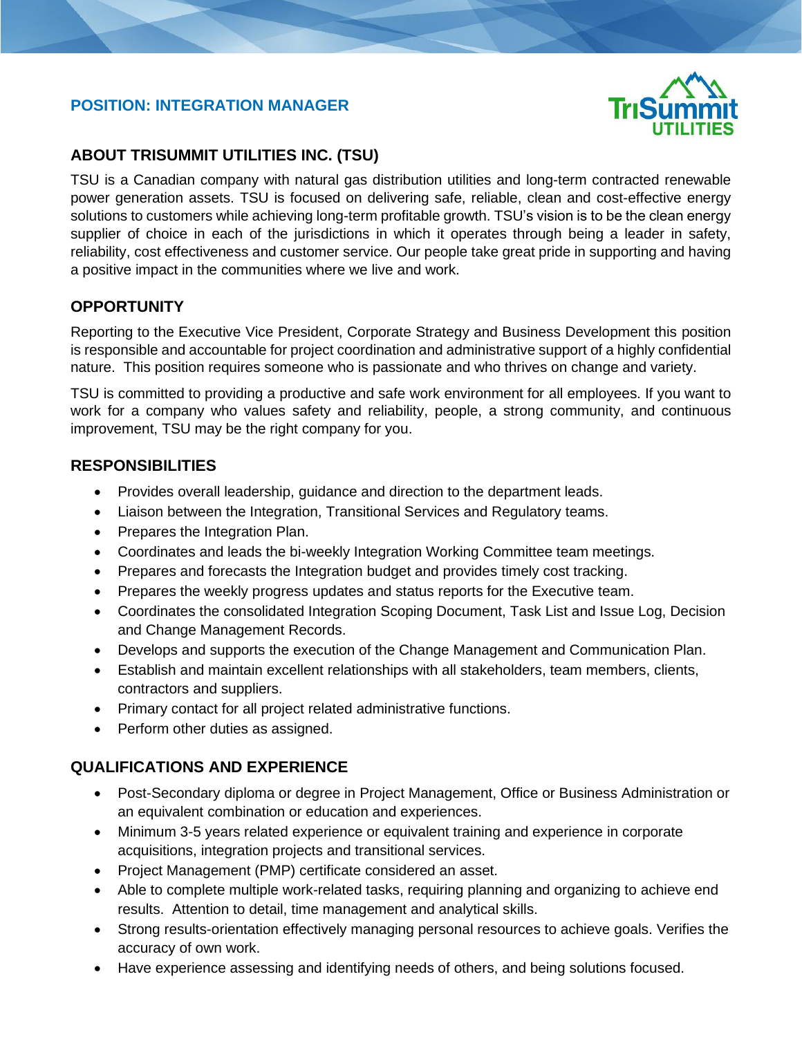## POSITION: INTEGRATION MANAGER

## ABOUT TRISUMMIT UTILITIES INC. (TSU)

TSU is a Canadian company with natural gas distribution utilities and long-term contracted renewable power generation assets. TSU is focused on delivering safe, reliable, clean and cost-effective energy solutions to customers while achieving long-term profitable growth. TSU's vision is to be the clean energy supplier of choice in each of the jurisdictions in which it operates through being a leader in safety, reliability, cost effectiveness and customer service. Our people take great pride in supporting and having a positive impact in the communities where we live and work.

## OPPORTUNITY

Reporting to the Executive Vice President, Corporate Strategy and Business Development this position is responsible and accountable for project coordination and administrative support of a highly confidential nature. This position requires someone who is passionate and who thrives on change and variety.

TSU is committed to providing a productive and safe work environment for all employees. If you want to work for a company who values safety and reliability, people, a strong community, and continuous improvement, TSU may be the right company for you.

## RESPONSIBILITIES

- Provides overall leadership, guidance and direction to the department leads.
- Liaison between the Integration, Transitional Services and Regulatory teams.
- Prepares the Integration Plan.
- Coordinates and leads the bi-weekly Integration Working Committee team meetings.
- Prepares and forecasts the Integration budget and provides timely cost tracking.
- Prepares the weekly progress updates and status reports for the Executive team.
- Coordinates the consolidated Integration Scoping Document, Task List and Issue Log, Decision and Change Management Records.
- Develops and supports the execution of the Change Management and Communication Plan.
- Establish and maintain excellent relationships with all stakeholders, team members, clients, contractors and suppliers.
- Primary contact for all project related administrative functions.
- Perform other duties as assigned.

## QUALIFICATIONS AND EXPERIENCE

- Post-Secondary diploma or degree in Project Management, Office or Business Administration or an equivalent combination or education and experiences.
- Minimum 3-5 years related experience or equivalent training and experience in corporate acquisitions, integration projects and transitional services.
- Project Management (PMP) certificate considered an asset.
- Able to complete multiple work-related tasks, requiring planning and organizing to achieve end results. Attention to detail, time management and analytical skills.
- Strong results-orientation effectively managing personal resources to achieve goals. Verifies the accuracy of own work.
- Have experience assessing and identifying needs of others, and being solutions focused.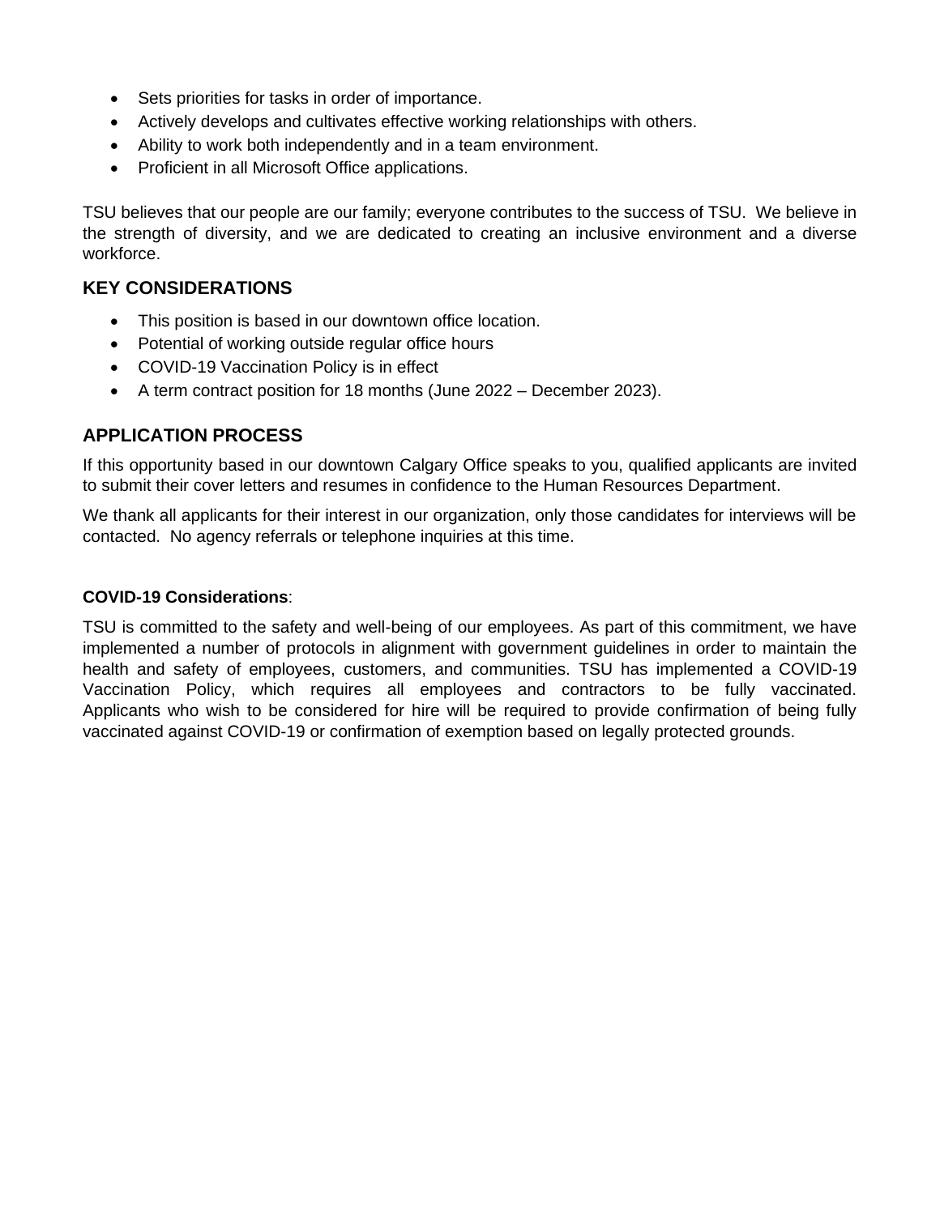- Sets priorities for tasks in order of importance.
- Actively develops and cultivates effective working relationships with others.
- Ability to work both independently and in a team environment.
- Proficient in all Microsoft Office applications.

TSU believes that our people are our family; everyone contributes to the success of TSU. We believe in the strength of diversity, and we are dedicated to creating an inclusive environment and a diverse workforce.

## KEY CONSIDERATIONS

- This position is based in our downtown office location.
- Potential of working outside regular office hours
- COVID-19 Vaccination Policy is in effect
- A term contract position for 18 months (June 2022 – December 2023).

## APPLICATION PROCESS

If this opportunity based in our downtown Calgary Office speaks to you, qualified applicants are invited to submit their cover letters and resumes in confidence to the Human Resources Department.

We thank all applicants for their interest in our organization, only those candidates for interviews will be contacted. No agency referrals or telephone inquiries at this time.

**COVID-19 Considerations**:

TSU is committed to the safety and well-being of our employees. As part of this commitment, we have implemented a number of protocols in alignment with government guidelines in order to maintain the health and safety of employees, customers, and communities. TSU has implemented a COVID-19 Vaccination Policy, which requires all employees and contractors to be fully vaccinated. Applicants who wish to be considered for hire will be required to provide confirmation of being fully vaccinated against COVID-19 or confirmation of exemption based on legally protected grounds.